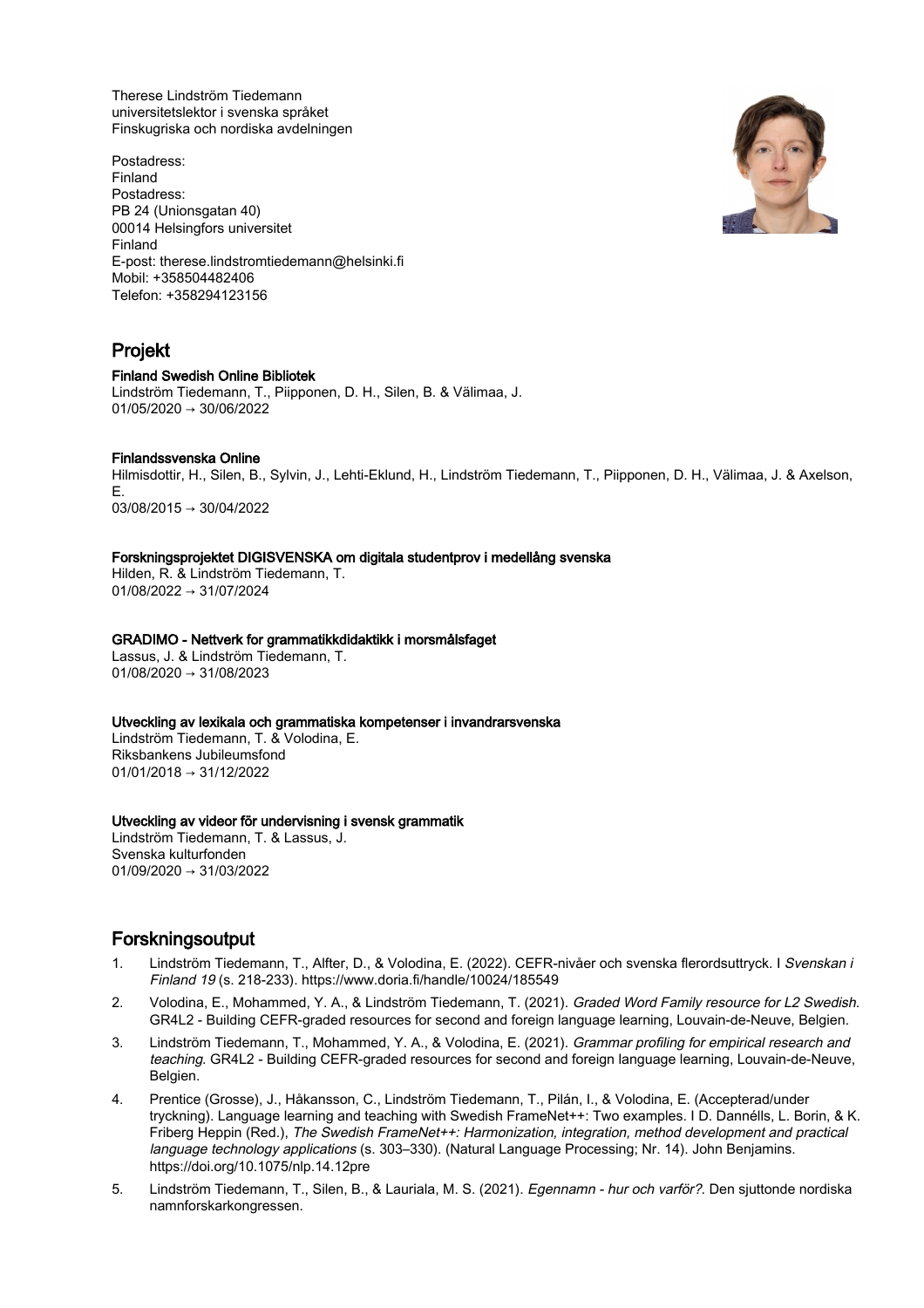Therese Lindström Tiedemann
universitetslektor i svenska språket
Finskugriska och nordiska avdelningen

Postadress:
Finland
Postadress:
PB 24 (Unionsgatan 40)
00014 Helsingfors universitet
Finland
E-post: therese.lindstromtiedemann@helsinki.fi
Mobil: +358504482406
Telefon: +358294123156

## Projekt

**Finland Swedish Online Bibliotek**
Lindström Tiedemann, T., Piipponen, D. H., Silen, B. & Välimaa, J.
01/05/2020 → 30/06/2022

**Finlandssvenska Online**
Hilmisdottir, H., Silen, B., Sylvin, J., Lehti-Eklund, H., Lindström Tiedemann, T., Piipponen, D. H., Välimaa, J. & Axelson, E.
03/08/2015 → 30/04/2022

**Forskningsprojektet DIGISVENSKA om digitala studentprov i medellång svenska**
Hilden, R. & Lindström Tiedemann, T.
01/08/2022 → 31/07/2024

**GRADIMO - Nettverk for grammatikkdidaktikk i morsmålsfaget**
Lassus, J. & Lindström Tiedemann, T.
01/08/2020 → 31/08/2023

**Utveckling av lexikala och grammatiska kompetenser i invandrarsvenska**
Lindström Tiedemann, T. & Volodina, E.
Riksbankens Jubileumsfond
01/01/2018 → 31/12/2022

**Utveckling av videor för undervisning i svensk grammatik**
Lindström Tiedemann, T. & Lassus, J.
Svenska kulturfonden
01/09/2020 → 31/03/2022

## Forskningsoutput

1. Lindström Tiedemann, T., Alfter, D., & Volodina, E. (2022). CEFR-nivåer och svenska flerordsuttryck. I *Svenskan i Finland 19* (s. 218-233). https://www.doria.fi/handle/10024/185549
2. Volodina, E., Mohammed, Y. A., & Lindström Tiedemann, T. (2021). *Graded Word Family resource for L2 Swedish*. GR4L2 - Building CEFR-graded resources for second and foreign language learning, Louvain-de-Neuve, Belgien.
3. Lindström Tiedemann, T., Mohammed, Y. A., & Volodina, E. (2021). *Grammar profiling for empirical research and teaching*. GR4L2 - Building CEFR-graded resources for second and foreign language learning, Louvain-de-Neuve, Belgien.
4. Prentice (Grosse), J., Håkansson, C., Lindström Tiedemann, T., Pilán, I., & Volodina, E. (Accepterad/under tryckning). Language learning and teaching with Swedish FrameNet++: Two examples. I D. Dannélls, L. Borin, & K. Friberg Heppin (Red.), *The Swedish FrameNet++: Harmonization, integration, method development and practical language technology applications* (s. 303–330). (Natural Language Processing; Nr. 14). John Benjamins. https://doi.org/10.1075/nlp.14.12pre
5. Lindström Tiedemann, T., Silen, B., & Lauriala, M. S. (2021). *Egennamn - hur och varför?*. Den sjuttonde nordiska namnforskarkongressen.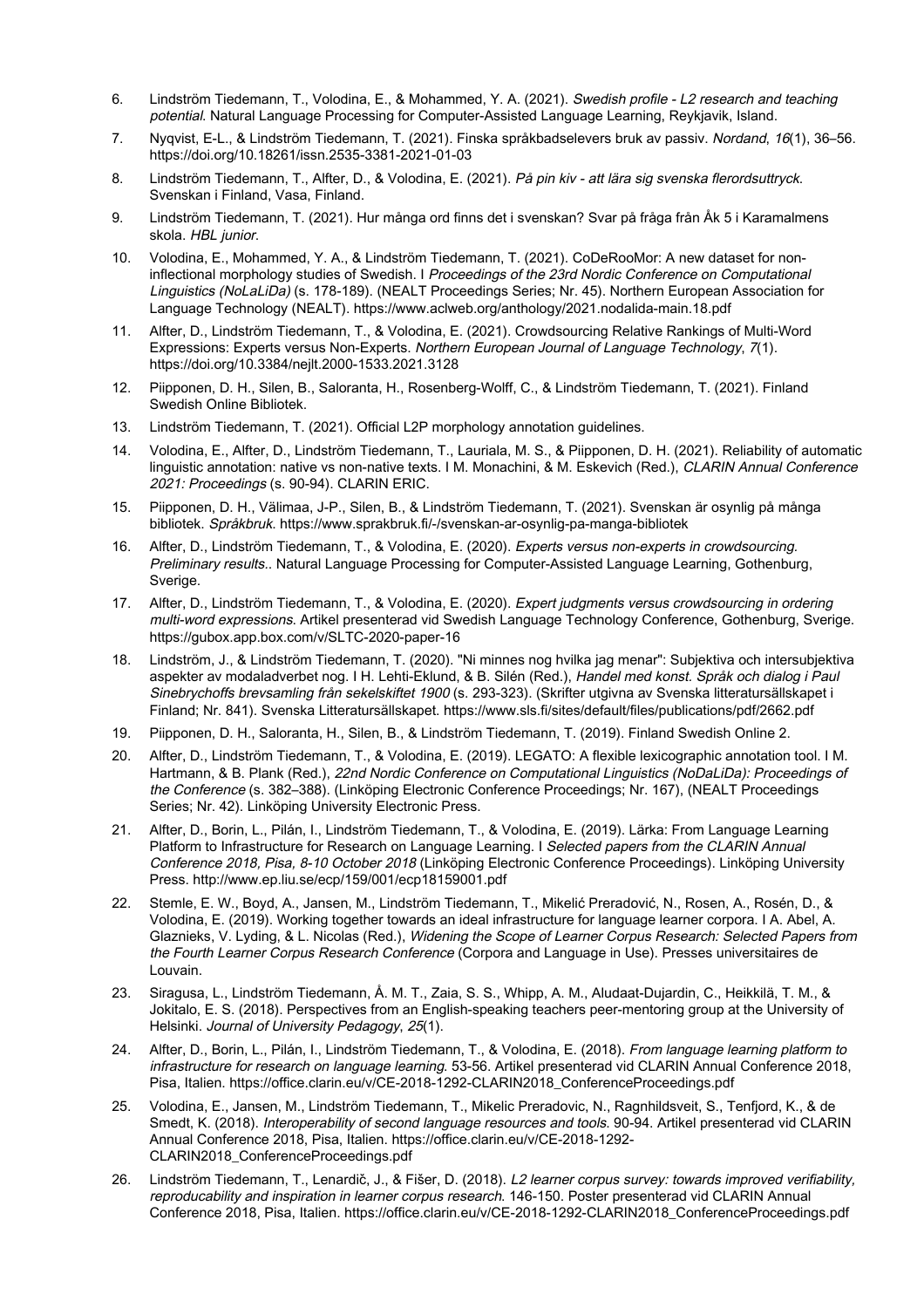6. Lindström Tiedemann, T., Volodina, E., & Mohammed, Y. A. (2021). *Swedish profile - L2 research and teaching potential*. Natural Language Processing for Computer-Assisted Language Learning, Reykjavik, Island.

7. Nyqvist, E-L., & Lindström Tiedemann, T. (2021). Finska språkbadselevers bruk av passiv. *Nordand*, *16*(1), 36–56. https://doi.org/10.18261/issn.2535-3381-2021-01-03

8. Lindström Tiedemann, T., Alfter, D., & Volodina, E. (2021). *På pin kiv - att lära sig svenska flerordsuttryck*. Svenskan i Finland, Vasa, Finland.

9. Lindström Tiedemann, T. (2021). Hur många ord finns det i svenskan? Svar på fråga från Åk 5 i Karamalmens skola. *HBL junior*.

10. Volodina, E., Mohammed, Y. A., & Lindström Tiedemann, T. (2021). CoDeRooMor: A new dataset for non-inflectional morphology studies of Swedish. I *Proceedings of the 23rd Nordic Conference on Computational Linguistics (NoLaLiDa)* (s. 178-189). (NEALT Proceedings Series; Nr. 45). Northern European Association for Language Technology (NEALT). https://www.aclweb.org/anthology/2021.nodalida-main.18.pdf

11. Alfter, D., Lindström Tiedemann, T., & Volodina, E. (2021). Crowdsourcing Relative Rankings of Multi-Word Expressions: Experts versus Non-Experts. *Northern European Journal of Language Technology*, *7*(1). https://doi.org/10.3384/nejlt.2000-1533.2021.3128

12. Piipponen, D. H., Silen, B., Saloranta, H., Rosenberg-Wolff, C., & Lindström Tiedemann, T. (2021). Finland Swedish Online Bibliotek.

13. Lindström Tiedemann, T. (2021). Official L2P morphology annotation guidelines.

14. Volodina, E., Alfter, D., Lindström Tiedemann, T., Lauriala, M. S., & Piipponen, D. H. (2021). Reliability of automatic linguistic annotation: native vs non-native texts. I M. Monachini, & M. Eskevich (Red.), *CLARIN Annual Conference 2021: Proceedings* (s. 90-94). CLARIN ERIC.

15. Piipponen, D. H., Välimaa, J-P., Silen, B., & Lindström Tiedemann, T. (2021). Svenskan är osynlig på många bibliotek. *Språkbruk*. https://www.sprakbruk.fi/-/svenskan-ar-osynlig-pa-manga-bibliotek

16. Alfter, D., Lindström Tiedemann, T., & Volodina, E. (2020). *Experts versus non-experts in crowdsourcing. Preliminary results.*. Natural Language Processing for Computer-Assisted Language Learning, Gothenburg, Sverige.

17. Alfter, D., Lindström Tiedemann, T., & Volodina, E. (2020). *Expert judgments versus crowdsourcing in ordering multi-word expressions*. Artikel presenterad vid Swedish Language Technology Conference, Gothenburg, Sverige. https://gubox.app.box.com/v/SLTC-2020-paper-16

18. Lindström, J., & Lindström Tiedemann, T. (2020). "Ni minnes nog hvilka jag menar": Subjektiva och intersubjektiva aspekter av modaladverbet nog. I H. Lehti-Eklund, & B. Silén (Red.), *Handel med konst. Språk och dialog i Paul Sinebrychoffs brevsamling från sekelskiftet 1900* (s. 293-323). (Skrifter utgivna av Svenska litteratursällskapet i Finland; Nr. 841). Svenska Litteratursällskapet. https://www.sls.fi/sites/default/files/publications/pdf/2662.pdf

19. Piipponen, D. H., Saloranta, H., Silen, B., & Lindström Tiedemann, T. (2019). Finland Swedish Online 2.

20. Alfter, D., Lindström Tiedemann, T., & Volodina, E. (2019). LEGATO: A flexible lexicographic annotation tool. I M. Hartmann, & B. Plank (Red.), *22nd Nordic Conference on Computational Linguistics (NoDaLiDa): Proceedings of the Conference* (s. 382–388). (Linköping Electronic Conference Proceedings; Nr. 167), (NEALT Proceedings Series; Nr. 42). Linköping University Electronic Press.

21. Alfter, D., Borin, L., Pilán, I., Lindström Tiedemann, T., & Volodina, E. (2019). Lärka: From Language Learning Platform to Infrastructure for Research on Language Learning. I *Selected papers from the CLARIN Annual Conference 2018, Pisa, 8-10 October 2018* (Linköping Electronic Conference Proceedings). Linköping University Press. http://www.ep.liu.se/ecp/159/001/ecp18159001.pdf

22. Stemle, E. W., Boyd, A., Jansen, M., Lindström Tiedemann, T., Mikelić Preradović, N., Rosen, A., Rosén, D., & Volodina, E. (2019). Working together towards an ideal infrastructure for language learner corpora. I A. Abel, A. Glaznieks, V. Lyding, & L. Nicolas (Red.), *Widening the Scope of Learner Corpus Research: Selected Papers from the Fourth Learner Corpus Research Conference* (Corpora and Language in Use). Presses universitaires de Louvain.

23. Siragusa, L., Lindström Tiedemann, Å. M. T., Zaia, S. S., Whipp, A. M., Aludaat-Dujardin, C., Heikkilä, T. M., & Jokitalo, E. S. (2018). Perspectives from an English-speaking teachers peer-mentoring group at the University of Helsinki. *Journal of University Pedagogy*, *25*(1).

24. Alfter, D., Borin, L., Pilán, I., Lindström Tiedemann, T., & Volodina, E. (2018). *From language learning platform to infrastructure for research on language learning*. 53-56. Artikel presenterad vid CLARIN Annual Conference 2018, Pisa, Italien. https://office.clarin.eu/v/CE-2018-1292-CLARIN2018_ConferenceProceedings.pdf

25. Volodina, E., Jansen, M., Lindström Tiedemann, T., Mikelic Preradovic, N., Ragnhildsveit, S., Tenfjord, K., & de Smedt, K. (2018). *Interoperability of second language resources and tools*. 90-94. Artikel presenterad vid CLARIN Annual Conference 2018, Pisa, Italien. https://office.clarin.eu/v/CE-2018-1292-CLARIN2018_ConferenceProceedings.pdf

26. Lindström Tiedemann, T., Lenardič, J., & Fišer, D. (2018). *L2 learner corpus survey: towards improved verifiability, reproducability and inspiration in learner corpus research*. 146-150. Poster presenterad vid CLARIN Annual Conference 2018, Pisa, Italien. https://office.clarin.eu/v/CE-2018-1292-CLARIN2018_ConferenceProceedings.pdf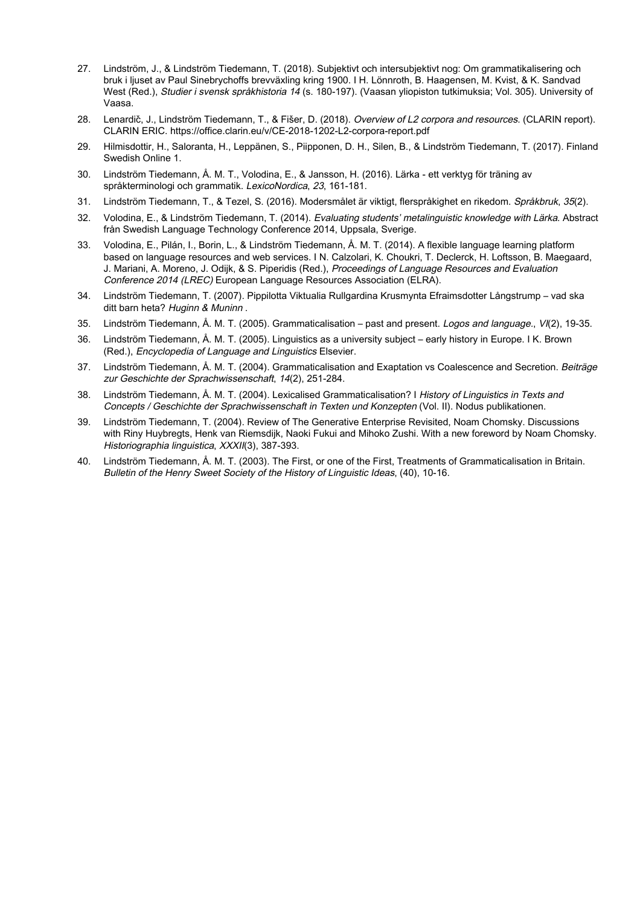27. Lindström, J., & Lindström Tiedemann, T. (2018). Subjektivt och intersubjektivt nog: Om grammatikalisering och bruk i ljuset av Paul Sinebrychoffs brevväxling kring 1900. I H. Lönnroth, B. Haagensen, M. Kvist, & K. Sandvad West (Red.), *Studier i svensk språkhistoria 14* (s. 180-197). (Vaasan yliopiston tutkimuksia; Vol. 305). University of Vaasa.

28. Lenardič, J., Lindström Tiedemann, T., & Fišer, D. (2018). *Overview of L2 corpora and resources.* (CLARIN report). CLARIN ERIC. https://office.clarin.eu/v/CE-2018-1202-L2-corpora-report.pdf

29. Hilmisdottir, H., Saloranta, H., Leppänen, S., Piipponen, D. H., Silen, B., & Lindström Tiedemann, T. (2017). Finland Swedish Online 1.

30. Lindström Tiedemann, Å. M. T., Volodina, E., & Jansson, H. (2016). Lärka - ett verktyg för träning av språkterminologi och grammatik. *LexicoNordica*, *23*, 161-181.

31. Lindström Tiedemann, T., & Tezel, S. (2016). Modersmålet är viktigt, flerspråkighet en rikedom. *Språkbruk*, *35*(2).

32. Volodina, E., & Lindström Tiedemann, T. (2014). *Evaluating students' metalinguistic knowledge with Lärka.* Abstract från Swedish Language Technology Conference 2014, Uppsala, Sverige.

33. Volodina, E., Pilán, I., Borin, L., & Lindström Tiedemann, Å. M. T. (2014). A flexible language learning platform based on language resources and web services. I N. Calzolari, K. Choukri, T. Declerck, H. Loftsson, B. Maegaard, J. Mariani, A. Moreno, J. Odijk, & S. Piperidis (Red.), *Proceedings of Language Resources and Evaluation Conference 2014 (LREC)* European Language Resources Association (ELRA).

34. Lindström Tiedemann, T. (2007). Pippilotta Viktualia Rullgardina Krusmynta Efraimsdotter Långstrump – vad ska ditt barn heta? *Huginn & Muninn* .

35. Lindström Tiedemann, Å. M. T. (2005). Grammaticalisation – past and present. *Logos and language.*, *VI*(2), 19-35.

36. Lindström Tiedemann, Å. M. T. (2005). Linguistics as a university subject – early history in Europe. I K. Brown (Red.), *Encyclopedia of Language and Linguistics* Elsevier.

37. Lindström Tiedemann, Å. M. T. (2004). Grammaticalisation and Exaptation vs Coalescence and Secretion. *Beiträge zur Geschichte der Sprachwissenschaft*, *14*(2), 251-284.

38. Lindström Tiedemann, Å. M. T. (2004). Lexicalised Grammaticalisation? I *History of Linguistics in Texts and Concepts / Geschichte der Sprachwissenschaft in Texten und Konzepten* (Vol. II). Nodus publikationen.

39. Lindström Tiedemann, T. (2004). Review of The Generative Enterprise Revisited, Noam Chomsky. Discussions with Riny Huybregts, Henk van Riemsdijk, Naoki Fukui and Mihoko Zushi. With a new foreword by Noam Chomsky. *Historiographia linguistica*, *XXXII*(3), 387-393.

40. Lindström Tiedemann, Å. M. T. (2003). The First, or one of the First, Treatments of Grammaticalisation in Britain. *Bulletin of the Henry Sweet Society of the History of Linguistic Ideas*, (40), 10-16.